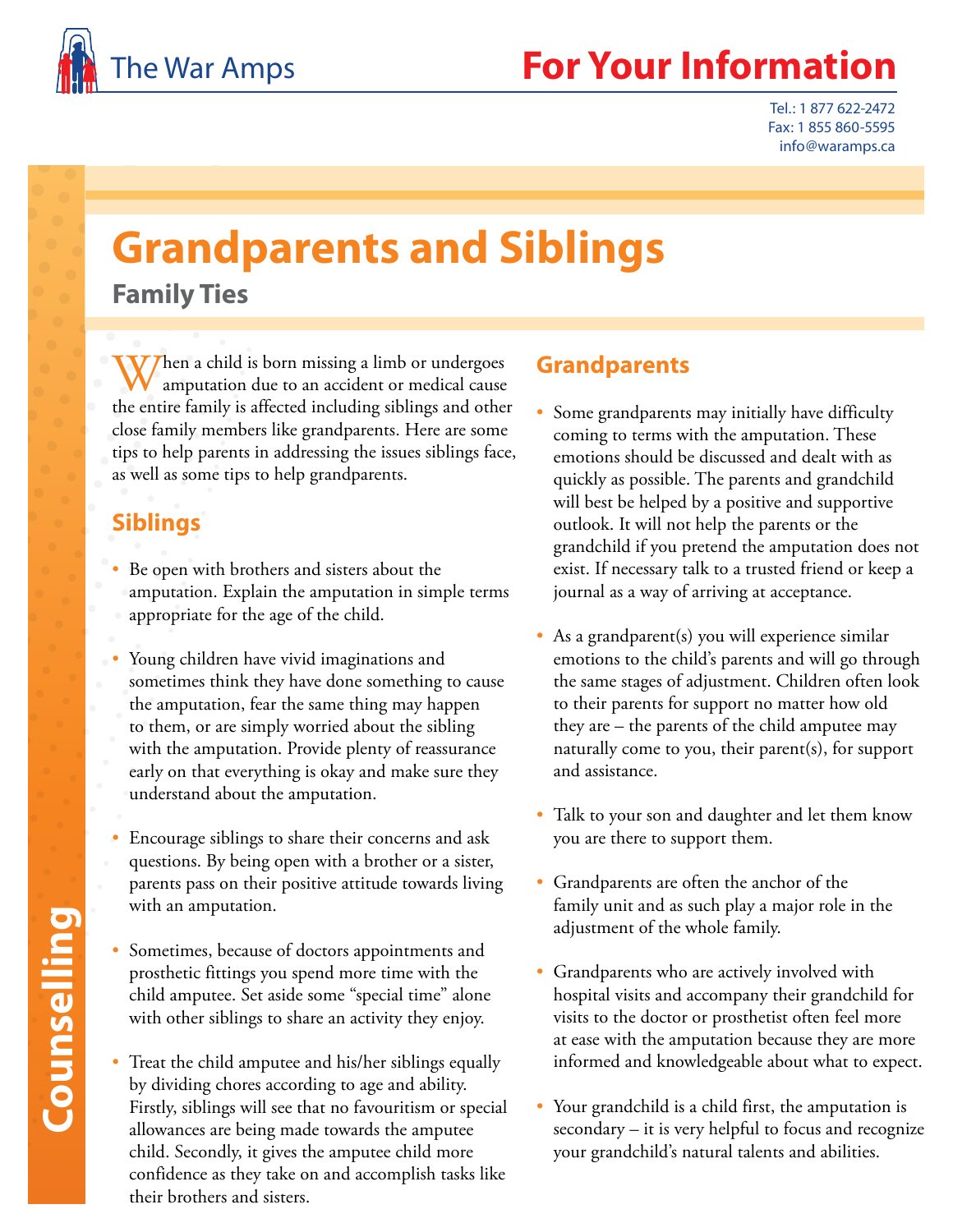The War Amps

# For Your Information

Tel.: 1 877 622-2472
Fax: 1 855 860-5595
info@waramps.ca

# Grandparents and Siblings

## Family Ties

When a child is born missing a limb or undergoes amputation due to an accident or medical cause the entire family is affected including siblings and other close family members like grandparents. Here are some tips to help parents in addressing the issues siblings face, as well as some tips to help grandparents.

## Siblings

- Be open with brothers and sisters about the amputation. Explain the amputation in simple terms appropriate for the age of the child.
- Young children have vivid imaginations and sometimes think they have done something to cause the amputation, fear the same thing may happen to them, or are simply worried about the sibling with the amputation. Provide plenty of reassurance early on that everything is okay and make sure they understand about the amputation.
- Encourage siblings to share their concerns and ask questions. By being open with a brother or a sister, parents pass on their positive attitude towards living with an amputation.
- Sometimes, because of doctors appointments and prosthetic fittings you spend more time with the child amputee. Set aside some "special time" alone with other siblings to share an activity they enjoy.
- Treat the child amputee and his/her siblings equally by dividing chores according to age and ability. Firstly, siblings will see that no favouritism or special allowances are being made towards the amputee child. Secondly, it gives the amputee child more confidence as they take on and accomplish tasks like their brothers and sisters.

## Grandparents

- Some grandparents may initially have difficulty coming to terms with the amputation. These emotions should be discussed and dealt with as quickly as possible. The parents and grandchild will best be helped by a positive and supportive outlook. It will not help the parents or the grandchild if you pretend the amputation does not exist. If necessary talk to a trusted friend or keep a journal as a way of arriving at acceptance.
- As a grandparent(s) you will experience similar emotions to the child's parents and will go through the same stages of adjustment. Children often look to their parents for support no matter how old they are – the parents of the child amputee may naturally come to you, their parent(s), for support and assistance.
- Talk to your son and daughter and let them know you are there to support them.
- Grandparents are often the anchor of the family unit and as such play a major role in the adjustment of the whole family.
- Grandparents who are actively involved with hospital visits and accompany their grandchild for visits to the doctor or prosthetist often feel more at ease with the amputation because they are more informed and knowledgeable about what to expect.
- Your grandchild is a child first, the amputation is secondary – it is very helpful to focus and recognize your grandchild's natural talents and abilities.

Counselling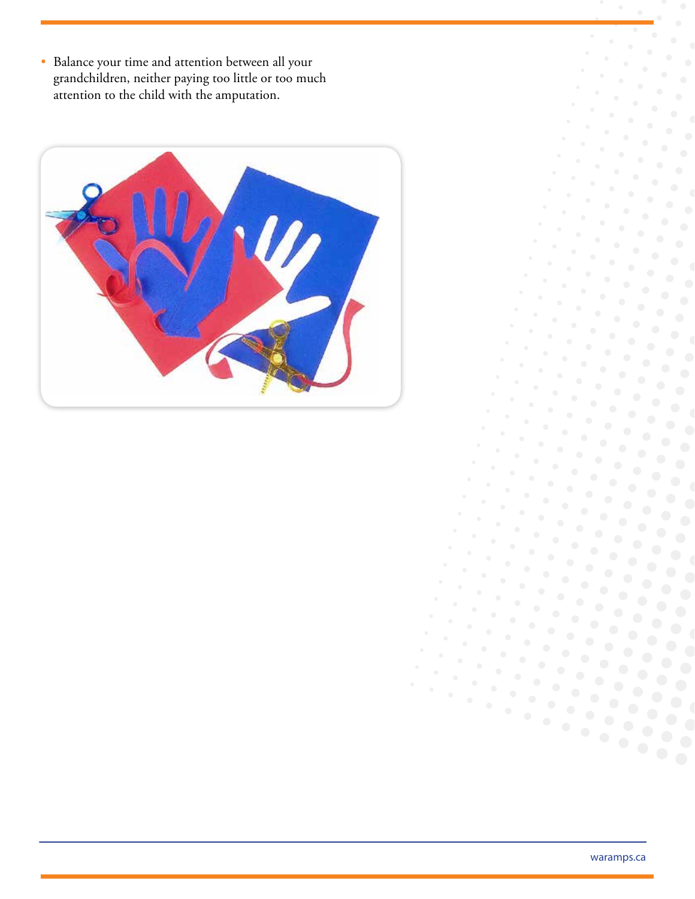- Balance your time and attention between all your grandchildren, neither paying too little or too much attention to the child with the amputation.